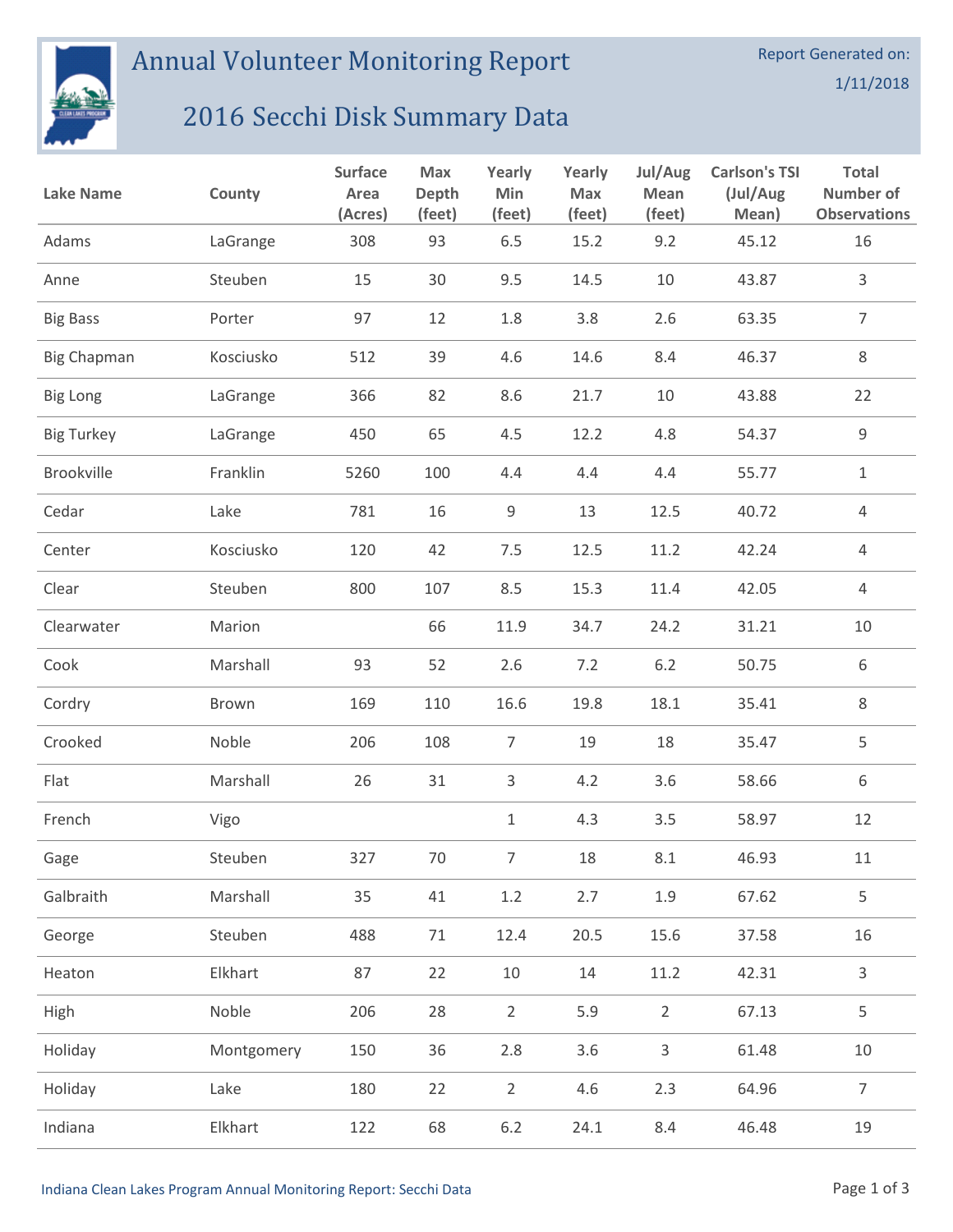# Annual Volunteer Monitoring Report

## 2016 Secchi Disk Summary Data

Report Generated on: 1/11/2018

| Lake Name | County | Surface Area (Acres) | Max Depth (feet) | Yearly Min (feet) | Yearly Max (feet) | Jul/Aug Mean (feet) | Carlson's TSI (Jul/Aug Mean) | Total Number of Observations |
|---|---|---|---|---|---|---|---|---|
| Adams | LaGrange | 308 | 93 | 6.5 | 15.2 | 9.2 | 45.12 | 16 |
| Anne | Steuben | 15 | 30 | 9.5 | 14.5 | 10 | 43.87 | 3 |
| Big Bass | Porter | 97 | 12 | 1.8 | 3.8 | 2.6 | 63.35 | 7 |
| Big Chapman | Kosciusko | 512 | 39 | 4.6 | 14.6 | 8.4 | 46.37 | 8 |
| Big Long | LaGrange | 366 | 82 | 8.6 | 21.7 | 10 | 43.88 | 22 |
| Big Turkey | LaGrange | 450 | 65 | 4.5 | 12.2 | 4.8 | 54.37 | 9 |
| Brookville | Franklin | 5260 | 100 | 4.4 | 4.4 | 4.4 | 55.77 | 1 |
| Cedar | Lake | 781 | 16 | 9 | 13 | 12.5 | 40.72 | 4 |
| Center | Kosciusko | 120 | 42 | 7.5 | 12.5 | 11.2 | 42.24 | 4 |
| Clear | Steuben | 800 | 107 | 8.5 | 15.3 | 11.4 | 42.05 | 4 |
| Clearwater | Marion | | 66 | 11.9 | 34.7 | 24.2 | 31.21 | 10 |
| Cook | Marshall | 93 | 52 | 2.6 | 7.2 | 6.2 | 50.75 | 6 |
| Cordry | Brown | 169 | 110 | 16.6 | 19.8 | 18.1 | 35.41 | 8 |
| Crooked | Noble | 206 | 108 | 7 | 19 | 18 | 35.47 | 5 |
| Flat | Marshall | 26 | 31 | 3 | 4.2 | 3.6 | 58.66 | 6 |
| French | Vigo | | | 1 | 4.3 | 3.5 | 58.97 | 12 |
| Gage | Steuben | 327 | 70 | 7 | 18 | 8.1 | 46.93 | 11 |
| Galbraith | Marshall | 35 | 41 | 1.2 | 2.7 | 1.9 | 67.62 | 5 |
| George | Steuben | 488 | 71 | 12.4 | 20.5 | 15.6 | 37.58 | 16 |
| Heaton | Elkhart | 87 | 22 | 10 | 14 | 11.2 | 42.31 | 3 |
| High | Noble | 206 | 28 | 2 | 5.9 | 2 | 67.13 | 5 |
| Holiday | Montgomery | 150 | 36 | 2.8 | 3.6 | 3 | 61.48 | 10 |
| Holiday | Lake | 180 | 22 | 2 | 4.6 | 2.3 | 64.96 | 7 |
| Indiana | Elkhart | 122 | 68 | 6.2 | 24.1 | 8.4 | 46.48 | 19 |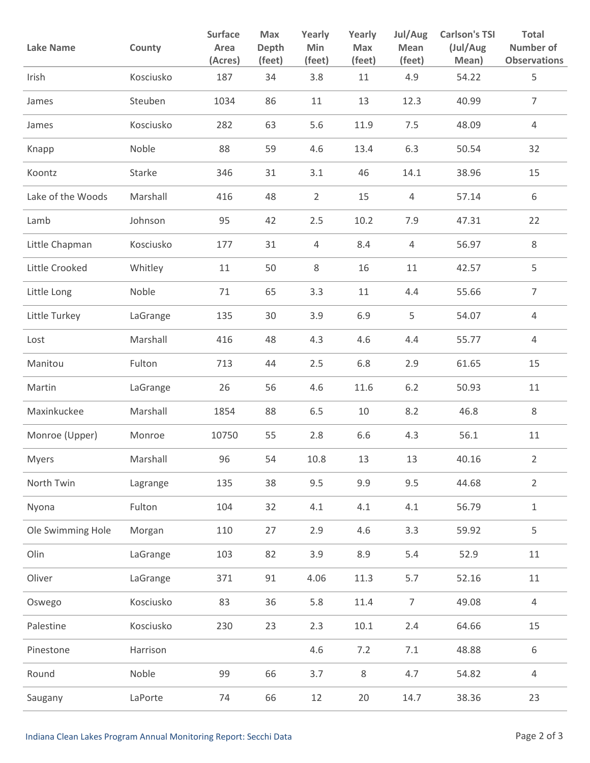| Lake Name | County | Surface Area (Acres) | Max Depth (feet) | Yearly Min (feet) | Yearly Max (feet) | Jul/Aug Mean (feet) | Carlson's TSI (Jul/Aug Mean) | Total Number of Observations |
|---|---|---|---|---|---|---|---|---|
| Irish | Kosciusko | 187 | 34 | 3.8 | 11 | 4.9 | 54.22 | 5 |
| James | Steuben | 1034 | 86 | 11 | 13 | 12.3 | 40.99 | 7 |
| James | Kosciusko | 282 | 63 | 5.6 | 11.9 | 7.5 | 48.09 | 4 |
| Knapp | Noble | 88 | 59 | 4.6 | 13.4 | 6.3 | 50.54 | 32 |
| Koontz | Starke | 346 | 31 | 3.1 | 46 | 14.1 | 38.96 | 15 |
| Lake of the Woods | Marshall | 416 | 48 | 2 | 15 | 4 | 57.14 | 6 |
| Lamb | Johnson | 95 | 42 | 2.5 | 10.2 | 7.9 | 47.31 | 22 |
| Little Chapman | Kosciusko | 177 | 31 | 4 | 8.4 | 4 | 56.97 | 8 |
| Little Crooked | Whitley | 11 | 50 | 8 | 16 | 11 | 42.57 | 5 |
| Little Long | Noble | 71 | 65 | 3.3 | 11 | 4.4 | 55.66 | 7 |
| Little Turkey | LaGrange | 135 | 30 | 3.9 | 6.9 | 5 | 54.07 | 4 |
| Lost | Marshall | 416 | 48 | 4.3 | 4.6 | 4.4 | 55.77 | 4 |
| Manitou | Fulton | 713 | 44 | 2.5 | 6.8 | 2.9 | 61.65 | 15 |
| Martin | LaGrange | 26 | 56 | 4.6 | 11.6 | 6.2 | 50.93 | 11 |
| Maxinkuckee | Marshall | 1854 | 88 | 6.5 | 10 | 8.2 | 46.8 | 8 |
| Monroe (Upper) | Monroe | 10750 | 55 | 2.8 | 6.6 | 4.3 | 56.1 | 11 |
| Myers | Marshall | 96 | 54 | 10.8 | 13 | 13 | 40.16 | 2 |
| North Twin | Lagrange | 135 | 38 | 9.5 | 9.9 | 9.5 | 44.68 | 2 |
| Nyona | Fulton | 104 | 32 | 4.1 | 4.1 | 4.1 | 56.79 | 1 |
| Ole Swimming Hole | Morgan | 110 | 27 | 2.9 | 4.6 | 3.3 | 59.92 | 5 |
| Olin | LaGrange | 103 | 82 | 3.9 | 8.9 | 5.4 | 52.9 | 11 |
| Oliver | LaGrange | 371 | 91 | 4.06 | 11.3 | 5.7 | 52.16 | 11 |
| Oswego | Kosciusko | 83 | 36 | 5.8 | 11.4 | 7 | 49.08 | 4 |
| Palestine | Kosciusko | 230 | 23 | 2.3 | 10.1 | 2.4 | 64.66 | 15 |
| Pinestone | Harrison | | | 4.6 | 7.2 | 7.1 | 48.88 | 6 |
| Round | Noble | 99 | 66 | 3.7 | 8 | 4.7 | 54.82 | 4 |
| Saugany | LaPorte | 74 | 66 | 12 | 20 | 14.7 | 38.36 | 23 |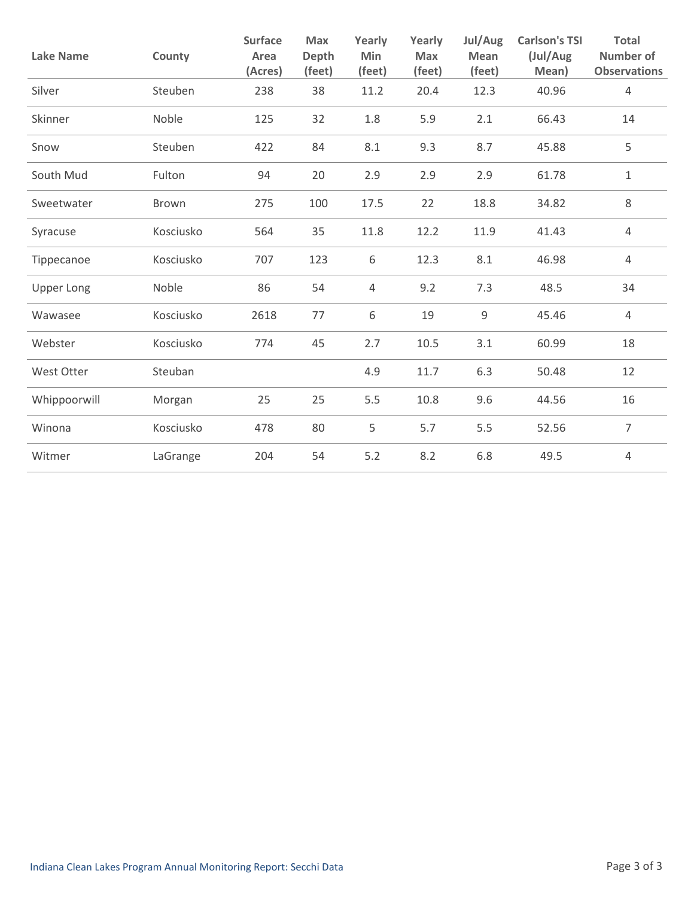| Lake Name | County | Surface Area (Acres) | Max Depth (feet) | Yearly Min (feet) | Yearly Max (feet) | Jul/Aug Mean (feet) | Carlson's TSI (Jul/Aug Mean) | Total Number of Observations |
|---|---|---|---|---|---|---|---|---|
| Silver | Steuben | 238 | 38 | 11.2 | 20.4 | 12.3 | 40.96 | 4 |
| Skinner | Noble | 125 | 32 | 1.8 | 5.9 | 2.1 | 66.43 | 14 |
| Snow | Steuben | 422 | 84 | 8.1 | 9.3 | 8.7 | 45.88 | 5 |
| South Mud | Fulton | 94 | 20 | 2.9 | 2.9 | 2.9 | 61.78 | 1 |
| Sweetwater | Brown | 275 | 100 | 17.5 | 22 | 18.8 | 34.82 | 8 |
| Syracuse | Kosciusko | 564 | 35 | 11.8 | 12.2 | 11.9 | 41.43 | 4 |
| Tippecanoe | Kosciusko | 707 | 123 | 6 | 12.3 | 8.1 | 46.98 | 4 |
| Upper Long | Noble | 86 | 54 | 4 | 9.2 | 7.3 | 48.5 | 34 |
| Wawasee | Kosciusko | 2618 | 77 | 6 | 19 | 9 | 45.46 | 4 |
| Webster | Kosciusko | 774 | 45 | 2.7 | 10.5 | 3.1 | 60.99 | 18 |
| West Otter | Steuban | | | 4.9 | 11.7 | 6.3 | 50.48 | 12 |
| Whippoorwill | Morgan | 25 | 25 | 5.5 | 10.8 | 9.6 | 44.56 | 16 |
| Winona | Kosciusko | 478 | 80 | 5 | 5.7 | 5.5 | 52.56 | 7 |
| Witmer | LaGrange | 204 | 54 | 5.2 | 8.2 | 6.8 | 49.5 | 4 |